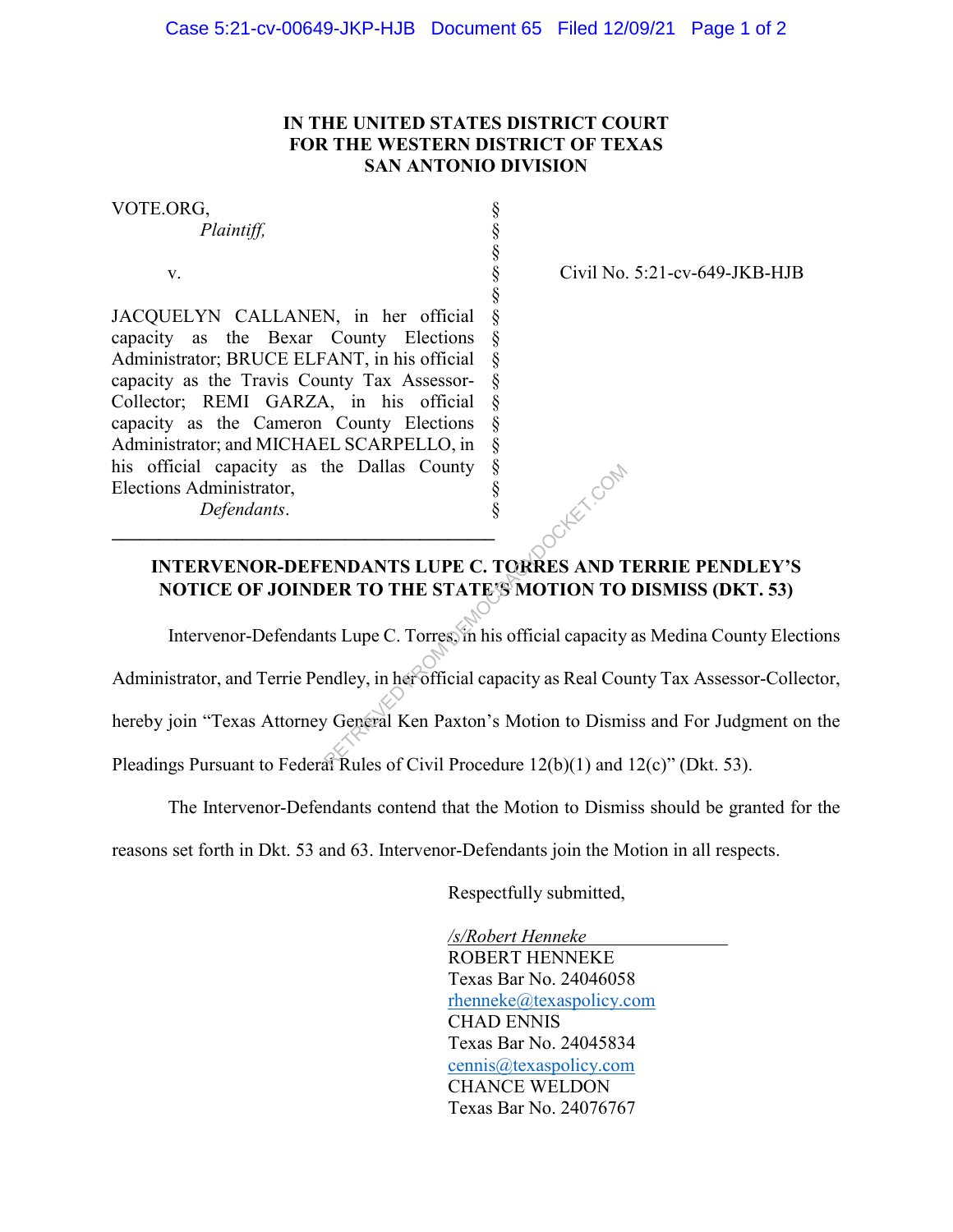**IN THE UNITED STATES DISTRICT COURT**
**FOR THE WESTERN DISTRICT OF TEXAS**
**SAN ANTONIO DIVISION**

| | | |
|---|---|---|
| VOTE.ORG, *Plaintiff,* | § | |
| v. | § | Civil No. 5:21-cv-649-JKB-HJB |
| JACQUELYN CALLANEN, in her official capacity as the Bexar County Elections Administrator; BRUCE ELFANT, in his official capacity as the Travis County Tax Assessor-Collector; REMI GARZA, in his official capacity as the Cameron County Elections Administrator; and MICHAEL SCARPELLO, in his official capacity as the Dallas County Elections Administrator, *Defendants*. | § | |

## INTERVENOR-DEFENDANTS LUPE C. TORRES AND TERRIE PENDLEY'S NOTICE OF JOINDER TO THE STATE'S MOTION TO DISMISS (DKT. 53)

Intervenor-Defendants Lupe C. Torres, in his official capacity as Medina County Elections Administrator, and Terrie Pendley, in her official capacity as Real County Tax Assessor-Collector, hereby join "Texas Attorney General Ken Paxton's Motion to Dismiss and For Judgment on the Pleadings Pursuant to Federal Rules of Civil Procedure 12(b)(1) and 12(c)" (Dkt. 53).

The Intervenor-Defendants contend that the Motion to Dismiss should be granted for the reasons set forth in Dkt. 53 and 63. Intervenor-Defendants join the Motion in all respects.

Respectfully submitted,

*/s/Robert Henneke*
ROBERT HENNEKE
Texas Bar No. 24046058
rhenneke@texaspolicy.com
CHAD ENNIS
Texas Bar No. 24045834
cennis@texaspolicy.com
CHANCE WELDON
Texas Bar No. 24076767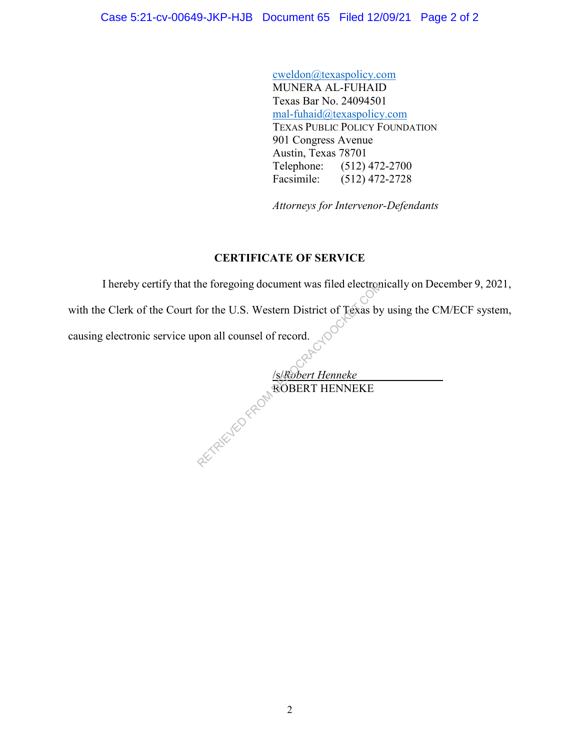cweldon@texaspolicy.com
MUNERA AL-FUHAID
Texas Bar No. 24094501
mal-fuhaid@texaspolicy.com
TEXAS PUBLIC POLICY FOUNDATION
901 Congress Avenue
Austin, Texas 78701
Telephone: (512) 472-2700
Facsimile: (512) 472-2728

*Attorneys for Intervenor-Defendants*

**CERTIFICATE OF SERVICE**

I hereby certify that the foregoing document was filed electronically on December 9, 2021, with the Clerk of the Court for the U.S. Western District of Texas by using the CM/ECF system, causing electronic service upon all counsel of record.

/s/*Robert Henneke*
ROBERT HENNEKE